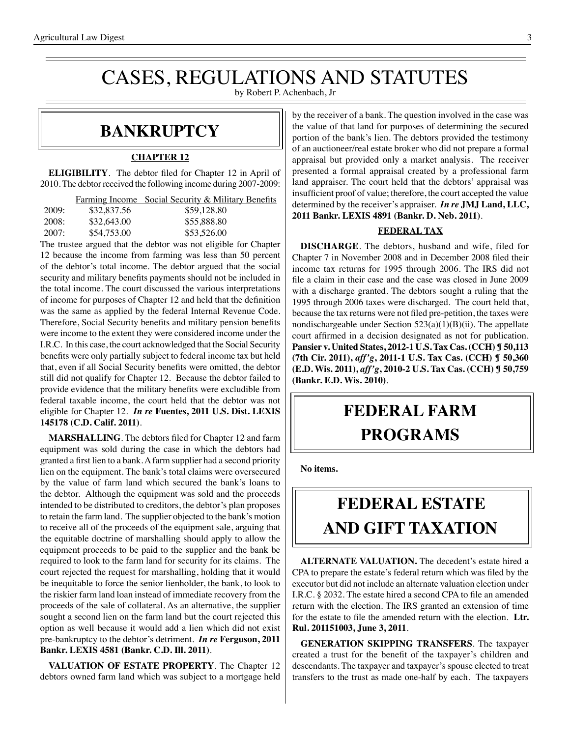# CASES, REGULATIONS AND STATUTES

by Robert P. Achenbach, Jr

## BANKRUPTCY

### CHAPTER 12

**ELIGIBILITY**. The debtor filed for Chapter 12 in April of 2010. The debtor received the following income during 2007-2009:

| | Farming Income | Social Security & Military Benefits |
|---|---|---|
| 2009: | $32,837.56 | $59,128.80 |
| 2008: | $32,643.00 | $55,888.80 |
| 2007: | $54,753.00 | $53,526.00 |

The trustee argued that the debtor was not eligible for Chapter 12 because the income from farming was less than 50 percent of the debtor's total income. The debtor argued that the social security and military benefits payments should not be included in the total income. The court discussed the various interpretations of income for purposes of Chapter 12 and held that the definition was the same as applied by the federal Internal Revenue Code. Therefore, Social Security benefits and military pension benefits were income to the extent they were considered income under the I.R.C. In this case, the court acknowledged that the Social Security benefits were only partially subject to federal income tax but held that, even if all Social Security benefits were omitted, the debtor still did not qualify for Chapter 12. Because the debtor failed to provide evidence that the military benefits were excludible from federal taxable income, the court held that the debtor was not eligible for Chapter 12. ***In re* Fuentes, 2011 U.S. Dist. LEXIS 145178 (C.D. Calif. 2011)**.

**MARSHALLING**. The debtors filed for Chapter 12 and farm equipment was sold during the case in which the debtors had granted a first lien to a bank. A farm supplier had a second priority lien on the equipment. The bank's total claims were oversecured by the value of farm land which secured the bank's loans to the debtor. Although the equipment was sold and the proceeds intended to be distributed to creditors, the debtor's plan proposes to retain the farm land. The supplier objected to the bank's motion to receive all of the proceeds of the equipment sale, arguing that the equitable doctrine of marshalling should apply to allow the equipment proceeds to be paid to the supplier and the bank be required to look to the farm land for security for its claims. The court rejected the request for marshalling, holding that it would be inequitable to force the senior lienholder, the bank, to look to the riskier farm land loan instead of immediate recovery from the proceeds of the sale of collateral. As an alternative, the supplier sought a second lien on the farm land but the court rejected this option as well because it would add a lien which did not exist pre-bankruptcy to the debtor's detriment. ***In re* Ferguson, 2011 Bankr. LEXIS 4581 (Bankr. C.D. Ill. 2011)**.

**VALUATION OF ESTATE PROPERTY**. The Chapter 12 debtors owned farm land which was subject to a mortgage held by the receiver of a bank. The question involved in the case was the value of that land for purposes of determining the secured portion of the bank's lien. The debtors provided the testimony of an auctioneer/real estate broker who did not prepare a formal appraisal but provided only a market analysis. The receiver presented a formal appraisal created by a professional farm land appraiser. The court held that the debtors' appraisal was insufficient proof of value; therefore, the court accepted the value determined by the receiver's appraiser. ***In re* JMJ Land, LLC, 2011 Bankr. LEXIS 4891 (Bankr. D. Neb. 2011)**.

### FEDERAL TAX

**DISCHARGE**. The debtors, husband and wife, filed for Chapter 7 in November 2008 and in December 2008 filed their income tax returns for 1995 through 2006. The IRS did not file a claim in their case and the case was closed in June 2009 with a discharge granted. The debtors sought a ruling that the 1995 through 2006 taxes were discharged. The court held that, because the tax returns were not filed pre-petition, the taxes were nondischargeable under Section 523(a)(1)(B)(ii). The appellate court affirmed in a decision designated as not for publication. **Pansier v. United States, 2012-1 U.S. Tax Cas. (CCH) ¶ 50,113 (7th Cir. 2011), *aff'g*, 2011-1 U.S. Tax Cas. (CCH) ¶ 50,360 (E.D. Wis. 2011), *aff'g*, 2010-2 U.S. Tax Cas. (CCH) ¶ 50,759 (Bankr. E.D. Wis. 2010)**.

## FEDERAL FARM PROGRAMS

**No items.**

## FEDERAL ESTATE AND GIFT TAXATION

**ALTERNATE VALUATION.** The decedent's estate hired a CPA to prepare the estate's federal return which was filed by the executor but did not include an alternate valuation election under I.R.C. § 2032. The estate hired a second CPA to file an amended return with the election. The IRS granted an extension of time for the estate to file the amended return with the election. **Ltr. Rul. 201151003, June 3, 2011**.

**GENERATION SKIPPING TRANSFERS**. The taxpayer created a trust for the benefit of the taxpayer's children and descendants. The taxpayer and taxpayer's spouse elected to treat transfers to the trust as made one-half by each. The taxpayers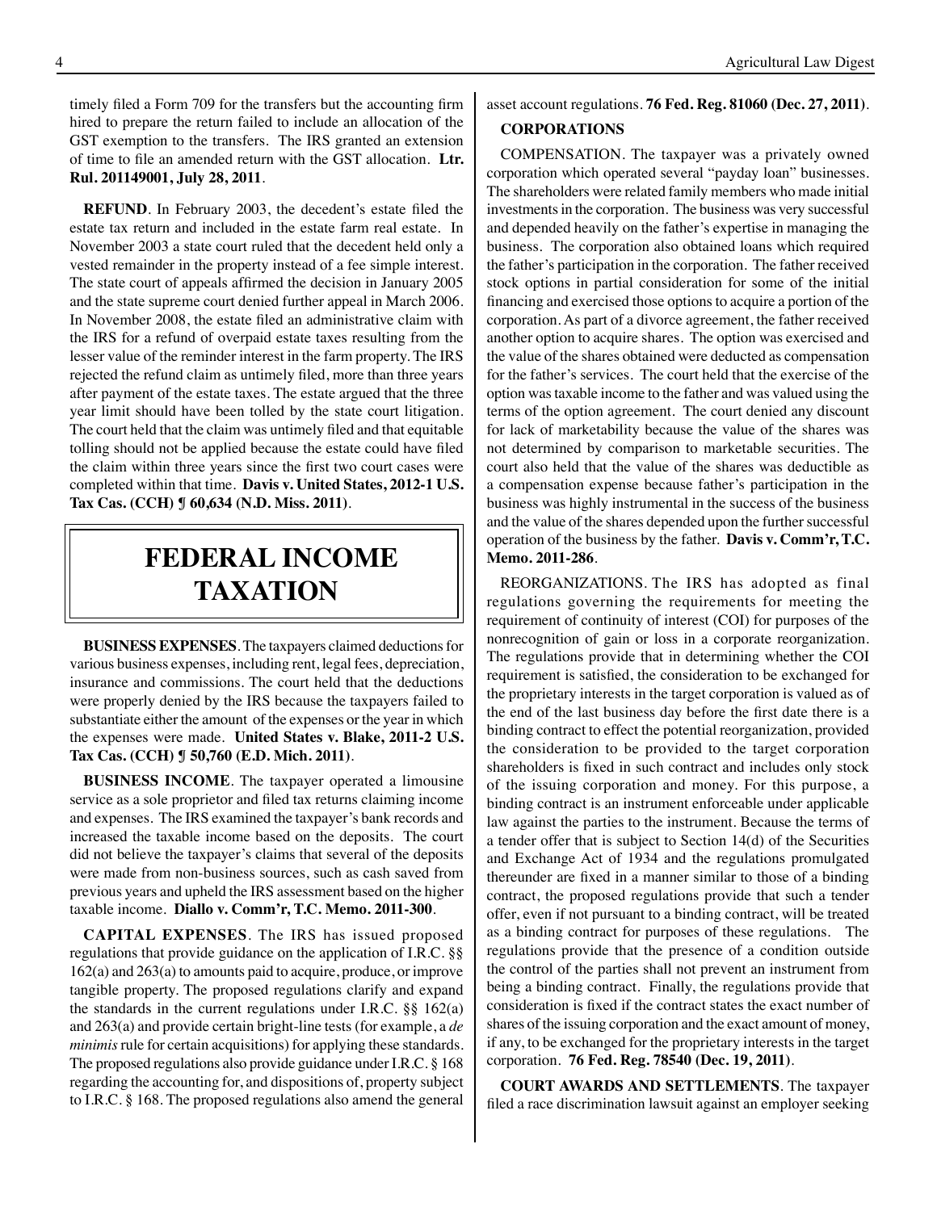timely filed a Form 709 for the transfers but the accounting firm hired to prepare the return failed to include an allocation of the GST exemption to the transfers. The IRS granted an extension of time to file an amended return with the GST allocation. **Ltr. Rul. 201149001, July 28, 2011**.

**REFUND**. In February 2003, the decedent's estate filed the estate tax return and included in the estate farm real estate. In November 2003 a state court ruled that the decedent held only a vested remainder in the property instead of a fee simple interest. The state court of appeals affirmed the decision in January 2005 and the state supreme court denied further appeal in March 2006. In November 2008, the estate filed an administrative claim with the IRS for a refund of overpaid estate taxes resulting from the lesser value of the reminder interest in the farm property. The IRS rejected the refund claim as untimely filed, more than three years after payment of the estate taxes. The estate argued that the three year limit should have been tolled by the state court litigation. The court held that the claim was untimely filed and that equitable tolling should not be applied because the estate could have filed the claim within three years since the first two court cases were completed within that time. **Davis v. United States, 2012-1 U.S. Tax Cas. (CCH) ¶ 60,634 (N.D. Miss. 2011)**.

# FEDERAL INCOME TAXATION

**BUSINESS EXPENSES**. The taxpayers claimed deductions for various business expenses, including rent, legal fees, depreciation, insurance and commissions. The court held that the deductions were properly denied by the IRS because the taxpayers failed to substantiate either the amount of the expenses or the year in which the expenses were made. **United States v. Blake, 2011-2 U.S. Tax Cas. (CCH) ¶ 50,760 (E.D. Mich. 2011)**.

**BUSINESS INCOME**. The taxpayer operated a limousine service as a sole proprietor and filed tax returns claiming income and expenses. The IRS examined the taxpayer's bank records and increased the taxable income based on the deposits. The court did not believe the taxpayer's claims that several of the deposits were made from non-business sources, such as cash saved from previous years and upheld the IRS assessment based on the higher taxable income. **Diallo v. Comm'r, T.C. Memo. 2011-300**.

**CAPITAL EXPENSES**. The IRS has issued proposed regulations that provide guidance on the application of I.R.C. §§ 162(a) and 263(a) to amounts paid to acquire, produce, or improve tangible property. The proposed regulations clarify and expand the standards in the current regulations under I.R.C. §§ 162(a) and 263(a) and provide certain bright-line tests (for example, a *de minimis* rule for certain acquisitions) for applying these standards. The proposed regulations also provide guidance under I.R.C. § 168 regarding the accounting for, and dispositions of, property subject to I.R.C. § 168. The proposed regulations also amend the general asset account regulations. **76 Fed. Reg. 81060 (Dec. 27, 2011)**.

**CORPORATIONS**

COMPENSATION. The taxpayer was a privately owned corporation which operated several "payday loan" businesses. The shareholders were related family members who made initial investments in the corporation. The business was very successful and depended heavily on the father's expertise in managing the business. The corporation also obtained loans which required the father's participation in the corporation. The father received stock options in partial consideration for some of the initial financing and exercised those options to acquire a portion of the corporation. As part of a divorce agreement, the father received another option to acquire shares. The option was exercised and the value of the shares obtained were deducted as compensation for the father's services. The court held that the exercise of the option was taxable income to the father and was valued using the terms of the option agreement. The court denied any discount for lack of marketability because the value of the shares was not determined by comparison to marketable securities. The court also held that the value of the shares was deductible as a compensation expense because father's participation in the business was highly instrumental in the success of the business and the value of the shares depended upon the further successful operation of the business by the father. **Davis v. Comm'r, T.C. Memo. 2011-286**.

REORGANIZATIONS. The IRS has adopted as final regulations governing the requirements for meeting the requirement of continuity of interest (COI) for purposes of the nonrecognition of gain or loss in a corporate reorganization. The regulations provide that in determining whether the COI requirement is satisfied, the consideration to be exchanged for the proprietary interests in the target corporation is valued as of the end of the last business day before the first date there is a binding contract to effect the potential reorganization, provided the consideration to be provided to the target corporation shareholders is fixed in such contract and includes only stock of the issuing corporation and money. For this purpose, a binding contract is an instrument enforceable under applicable law against the parties to the instrument. Because the terms of a tender offer that is subject to Section 14(d) of the Securities and Exchange Act of 1934 and the regulations promulgated thereunder are fixed in a manner similar to those of a binding contract, the proposed regulations provide that such a tender offer, even if not pursuant to a binding contract, will be treated as a binding contract for purposes of these regulations. The regulations provide that the presence of a condition outside the control of the parties shall not prevent an instrument from being a binding contract. Finally, the regulations provide that consideration is fixed if the contract states the exact number of shares of the issuing corporation and the exact amount of money, if any, to be exchanged for the proprietary interests in the target corporation. **76 Fed. Reg. 78540 (Dec. 19, 2011)**.

**COURT AWARDS AND SETTLEMENTS**. The taxpayer filed a race discrimination lawsuit against an employer seeking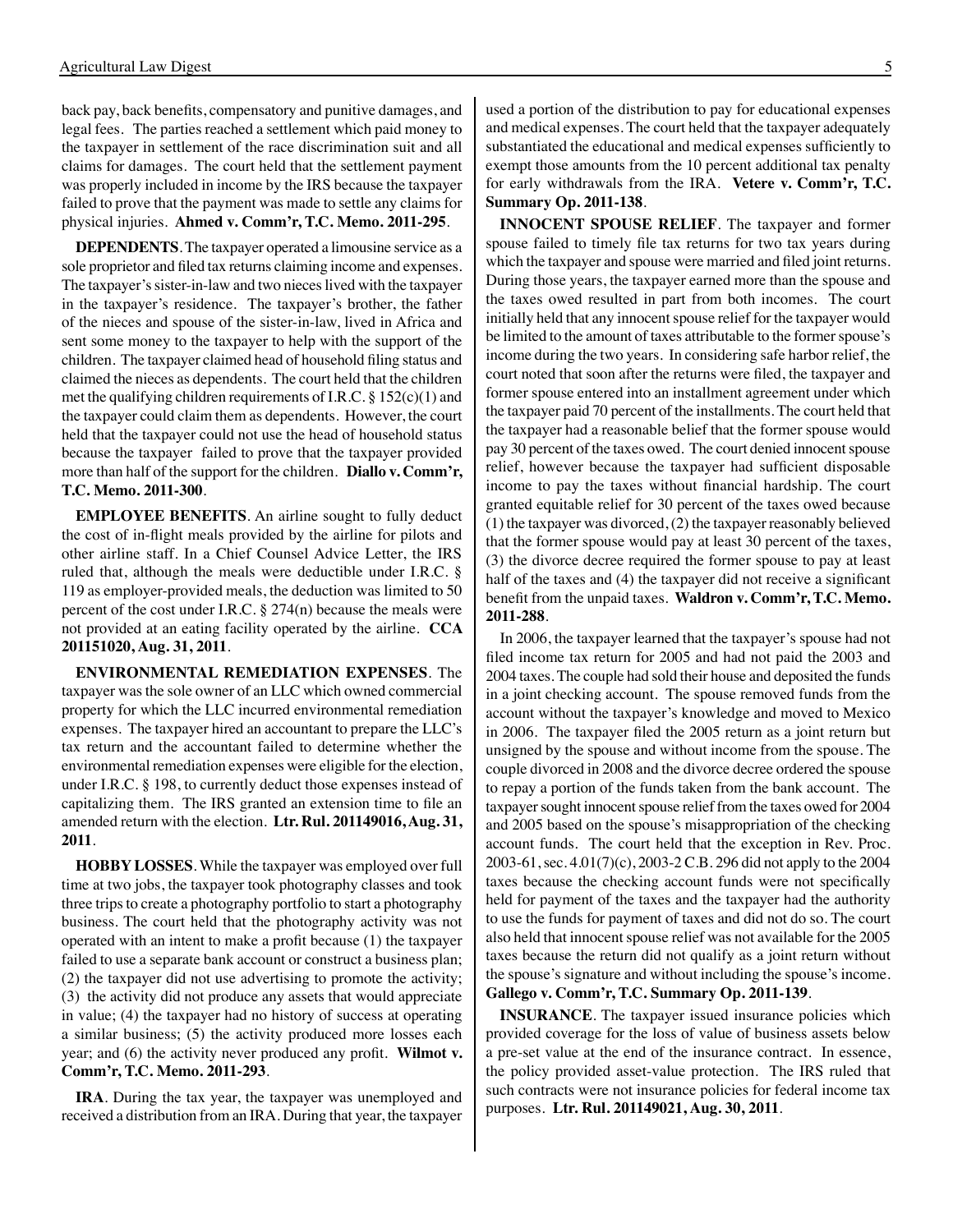back pay, back benefits, compensatory and punitive damages, and legal fees. The parties reached a settlement which paid money to the taxpayer in settlement of the race discrimination suit and all claims for damages. The court held that the settlement payment was properly included in income by the IRS because the taxpayer failed to prove that the payment was made to settle any claims for physical injuries. **Ahmed v. Comm'r, T.C. Memo. 2011-295**.

**DEPENDENTS**. The taxpayer operated a limousine service as a sole proprietor and filed tax returns claiming income and expenses. The taxpayer's sister-in-law and two nieces lived with the taxpayer in the taxpayer's residence. The taxpayer's brother, the father of the nieces and spouse of the sister-in-law, lived in Africa and sent some money to the taxpayer to help with the support of the children. The taxpayer claimed head of household filing status and claimed the nieces as dependents. The court held that the children met the qualifying children requirements of I.R.C. § 152(c)(1) and the taxpayer could claim them as dependents. However, the court held that the taxpayer could not use the head of household status because the taxpayer failed to prove that the taxpayer provided more than half of the support for the children. **Diallo v. Comm'r, T.C. Memo. 2011-300**.

**EMPLOYEE BENEFITS**. An airline sought to fully deduct the cost of in-flight meals provided by the airline for pilots and other airline staff. In a Chief Counsel Advice Letter, the IRS ruled that, although the meals were deductible under I.R.C. § 119 as employer-provided meals, the deduction was limited to 50 percent of the cost under I.R.C. § 274(n) because the meals were not provided at an eating facility operated by the airline. **CCA 201151020, Aug. 31, 2011**.

**ENVIRONMENTAL REMEDIATION EXPENSES**. The taxpayer was the sole owner of an LLC which owned commercial property for which the LLC incurred environmental remediation expenses. The taxpayer hired an accountant to prepare the LLC's tax return and the accountant failed to determine whether the environmental remediation expenses were eligible for the election, under I.R.C. § 198, to currently deduct those expenses instead of capitalizing them. The IRS granted an extension time to file an amended return with the election. **Ltr. Rul. 201149016, Aug. 31, 2011**.

**HOBBY LOSSES**. While the taxpayer was employed over full time at two jobs, the taxpayer took photography classes and took three trips to create a photography portfolio to start a photography business. The court held that the photography activity was not operated with an intent to make a profit because (1) the taxpayer failed to use a separate bank account or construct a business plan; (2) the taxpayer did not use advertising to promote the activity; (3) the activity did not produce any assets that would appreciate in value; (4) the taxpayer had no history of success at operating a similar business; (5) the activity produced more losses each year; and (6) the activity never produced any profit. **Wilmot v. Comm'r, T.C. Memo. 2011-293**.

**IRA**. During the tax year, the taxpayer was unemployed and received a distribution from an IRA. During that year, the taxpayer used a portion of the distribution to pay for educational expenses and medical expenses. The court held that the taxpayer adequately substantiated the educational and medical expenses sufficiently to exempt those amounts from the 10 percent additional tax penalty for early withdrawals from the IRA. **Vetere v. Comm'r, T.C. Summary Op. 2011-138**.

**INNOCENT SPOUSE RELIEF**. The taxpayer and former spouse failed to timely file tax returns for two tax years during which the taxpayer and spouse were married and filed joint returns. During those years, the taxpayer earned more than the spouse and the taxes owed resulted in part from both incomes. The court initially held that any innocent spouse relief for the taxpayer would be limited to the amount of taxes attributable to the former spouse's income during the two years. In considering safe harbor relief, the court noted that soon after the returns were filed, the taxpayer and former spouse entered into an installment agreement under which the taxpayer paid 70 percent of the installments. The court held that the taxpayer had a reasonable belief that the former spouse would pay 30 percent of the taxes owed. The court denied innocent spouse relief, however because the taxpayer had sufficient disposable income to pay the taxes without financial hardship. The court granted equitable relief for 30 percent of the taxes owed because (1) the taxpayer was divorced, (2) the taxpayer reasonably believed that the former spouse would pay at least 30 percent of the taxes, (3) the divorce decree required the former spouse to pay at least half of the taxes and (4) the taxpayer did not receive a significant benefit from the unpaid taxes. **Waldron v. Comm'r, T.C. Memo. 2011-288**.

In 2006, the taxpayer learned that the taxpayer's spouse had not filed income tax return for 2005 and had not paid the 2003 and 2004 taxes. The couple had sold their house and deposited the funds in a joint checking account. The spouse removed funds from the account without the taxpayer's knowledge and moved to Mexico in 2006. The taxpayer filed the 2005 return as a joint return but unsigned by the spouse and without income from the spouse. The couple divorced in 2008 and the divorce decree ordered the spouse to repay a portion of the funds taken from the bank account. The taxpayer sought innocent spouse relief from the taxes owed for 2004 and 2005 based on the spouse's misappropriation of the checking account funds. The court held that the exception in Rev. Proc. 2003-61, sec. 4.01(7)(c), 2003-2 C.B. 296 did not apply to the 2004 taxes because the checking account funds were not specifically held for payment of the taxes and the taxpayer had the authority to use the funds for payment of taxes and did not do so. The court also held that innocent spouse relief was not available for the 2005 taxes because the return did not qualify as a joint return without the spouse's signature and without including the spouse's income. **Gallego v. Comm'r, T.C. Summary Op. 2011-139**.

**INSURANCE**. The taxpayer issued insurance policies which provided coverage for the loss of value of business assets below a pre-set value at the end of the insurance contract. In essence, the policy provided asset-value protection. The IRS ruled that such contracts were not insurance policies for federal income tax purposes. **Ltr. Rul. 201149021, Aug. 30, 2011**.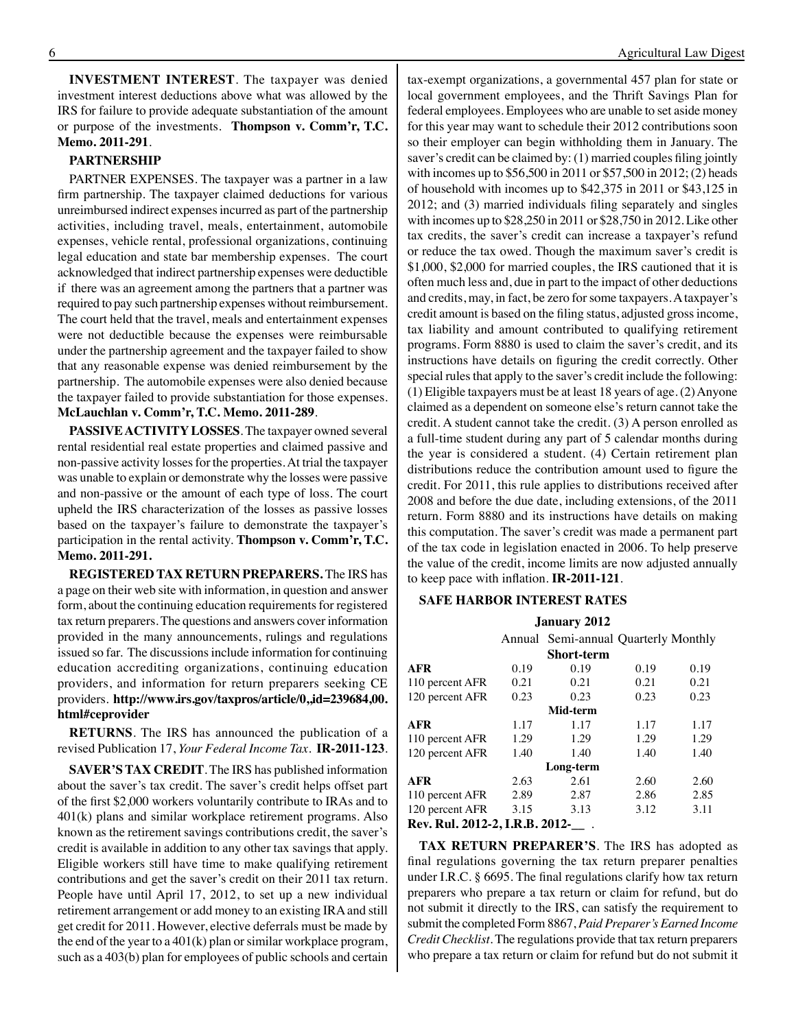**INVESTMENT INTEREST**. The taxpayer was denied investment interest deductions above what was allowed by the IRS for failure to provide adequate substantiation of the amount or purpose of the investments. **Thompson v. Comm'r, T.C. Memo. 2011-291**.

**PARTNERSHIP**

PARTNER EXPENSES. The taxpayer was a partner in a law firm partnership. The taxpayer claimed deductions for various unreimbursed indirect expenses incurred as part of the partnership activities, including travel, meals, entertainment, automobile expenses, vehicle rental, professional organizations, continuing legal education and state bar membership expenses. The court acknowledged that indirect partnership expenses were deductible if there was an agreement among the partners that a partner was required to pay such partnership expenses without reimbursement. The court held that the travel, meals and entertainment expenses were not deductible because the expenses were reimbursable under the partnership agreement and the taxpayer failed to show that any reasonable expense was denied reimbursement by the partnership. The automobile expenses were also denied because the taxpayer failed to provide substantiation for those expenses. **McLauchlan v. Comm'r, T.C. Memo. 2011-289**.

**PASSIVE ACTIVITY LOSSES**. The taxpayer owned several rental residential real estate properties and claimed passive and non-passive activity losses for the properties. At trial the taxpayer was unable to explain or demonstrate why the losses were passive and non-passive or the amount of each type of loss. The court upheld the IRS characterization of the losses as passive losses based on the taxpayer's failure to demonstrate the taxpayer's participation in the rental activity. **Thompson v. Comm'r, T.C. Memo. 2011-291.**

**REGISTERED TAX RETURN PREPARERS.** The IRS has a page on their web site with information, in question and answer form, about the continuing education requirements for registered tax return preparers. The questions and answers cover information provided in the many announcements, rulings and regulations issued so far. The discussions include information for continuing education accrediting organizations, continuing education providers, and information for return preparers seeking CE providers. **http://www.irs.gov/taxpros/article/0,,id=239684,00.html#ceprovider**

**RETURNS**. The IRS has announced the publication of a revised Publication 17, *Your Federal Income Tax*. **IR-2011-123**.

**SAVER'S TAX CREDIT**. The IRS has published information about the saver's tax credit. The saver's credit helps offset part of the first $2,000 workers voluntarily contribute to IRAs and to 401(k) plans and similar workplace retirement programs. Also known as the retirement savings contributions credit, the saver's credit is available in addition to any other tax savings that apply. Eligible workers still have time to make qualifying retirement contributions and get the saver's credit on their 2011 tax return. People have until April 17, 2012, to set up a new individual retirement arrangement or add money to an existing IRA and still get credit for 2011. However, elective deferrals must be made by the end of the year to a 401(k) plan or similar workplace program, such as a 403(b) plan for employees of public schools and certain tax-exempt organizations, a governmental 457 plan for state or local government employees, and the Thrift Savings Plan for federal employees. Employees who are unable to set aside money for this year may want to schedule their 2012 contributions soon so their employer can begin withholding them in January. The saver's credit can be claimed by: (1) married couples filing jointly with incomes up to $56,500 in 2011 or $57,500 in 2012; (2) heads of household with incomes up to $42,375 in 2011 or $43,125 in 2012; and (3) married individuals filing separately and singles with incomes up to $28,250 in 2011 or $28,750 in 2012. Like other tax credits, the saver's credit can increase a taxpayer's refund or reduce the tax owed. Though the maximum saver's credit is $1,000, $2,000 for married couples, the IRS cautioned that it is often much less and, due in part to the impact of other deductions and credits, may, in fact, be zero for some taxpayers. A taxpayer's credit amount is based on the filing status, adjusted gross income, tax liability and amount contributed to qualifying retirement programs. Form 8880 is used to claim the saver's credit, and its instructions have details on figuring the credit correctly. Other special rules that apply to the saver's credit include the following: (1) Eligible taxpayers must be at least 18 years of age. (2) Anyone claimed as a dependent on someone else's return cannot take the credit. A student cannot take the credit. (3) A person enrolled as a full-time student during any part of 5 calendar months during the year is considered a student. (4) Certain retirement plan distributions reduce the contribution amount used to figure the credit. For 2011, this rule applies to distributions received after 2008 and before the due date, including extensions, of the 2011 return. Form 8880 and its instructions have details on making this computation. The saver's credit was made a permanent part of the tax code in legislation enacted in 2006. To help preserve the value of the credit, income limits are now adjusted annually to keep pace with inflation. **IR-2011-121**.

**SAFE HARBOR INTEREST RATES**

**January 2012**

| | Annual | Semi-annual | Quarterly | Monthly |
|---|---|---|---|---|
| | | **Short-term** | | |
| **AFR** | 0.19 | 0.19 | 0.19 | 0.19 |
| 110 percent AFR | 0.21 | 0.21 | 0.21 | 0.21 |
| 120 percent AFR | 0.23 | 0.23 | 0.23 | 0.23 |
| | | **Mid-term** | | |
| **AFR** | 1.17 | 1.17 | 1.17 | 1.17 |
| 110 percent AFR | 1.29 | 1.29 | 1.29 | 1.29 |
| 120 percent AFR | 1.40 | 1.40 | 1.40 | 1.40 |
| | | **Long-term** | | |
| **AFR** | 2.63 | 2.61 | 2.60 | 2.60 |
| 110 percent AFR | 2.89 | 2.87 | 2.86 | 2.85 |
| 120 percent AFR | 3.15 | 3.13 | 3.12 | 3.11 |

**Rev. Rul. 2012-2, I.R.B. 2012-__** .

**TAX RETURN PREPARER'S**. The IRS has adopted as final regulations governing the tax return preparer penalties under I.R.C. § 6695. The final regulations clarify how tax return preparers who prepare a tax return or claim for refund, but do not submit it directly to the IRS, can satisfy the requirement to submit the completed Form 8867, *Paid Preparer's Earned Income Credit Checklist*. The regulations provide that tax return preparers who prepare a tax return or claim for refund but do not submit it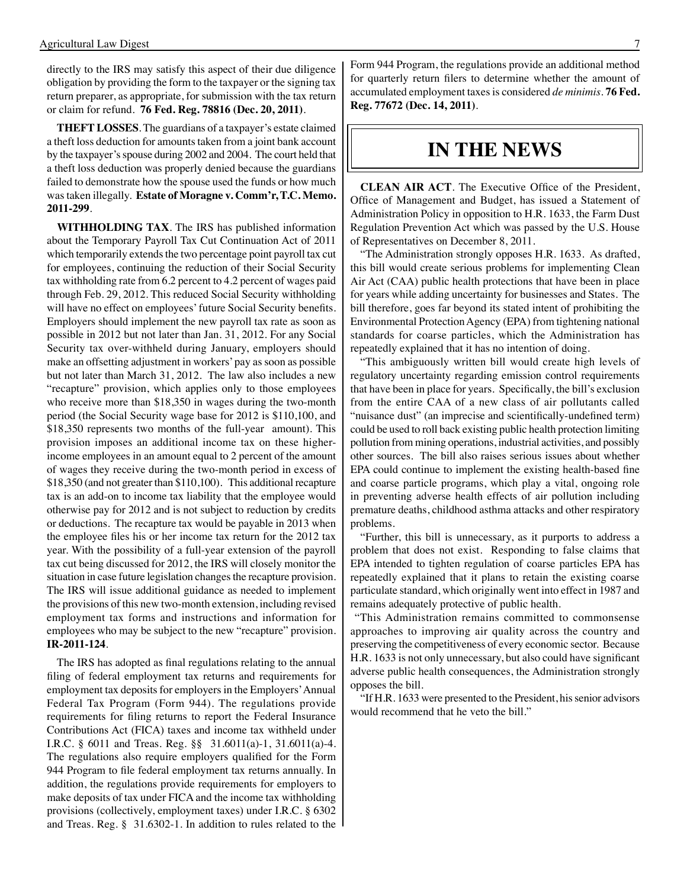directly to the IRS may satisfy this aspect of their due diligence obligation by providing the form to the taxpayer or the signing tax return preparer, as appropriate, for submission with the tax return or claim for refund. **76 Fed. Reg. 78816 (Dec. 20, 2011)**.

**THEFT LOSSES**. The guardians of a taxpayer's estate claimed a theft loss deduction for amounts taken from a joint bank account by the taxpayer's spouse during 2002 and 2004. The court held that a theft loss deduction was properly denied because the guardians failed to demonstrate how the spouse used the funds or how much was taken illegally. **Estate of Moragne v. Comm'r, T.C. Memo. 2011-299**.

**WITHHOLDING TAX**. The IRS has published information about the Temporary Payroll Tax Cut Continuation Act of 2011 which temporarily extends the two percentage point payroll tax cut for employees, continuing the reduction of their Social Security tax withholding rate from 6.2 percent to 4.2 percent of wages paid through Feb. 29, 2012. This reduced Social Security withholding will have no effect on employees' future Social Security benefits. Employers should implement the new payroll tax rate as soon as possible in 2012 but not later than Jan. 31, 2012. For any Social Security tax over-withheld during January, employers should make an offsetting adjustment in workers' pay as soon as possible but not later than March 31, 2012. The law also includes a new "recapture" provision, which applies only to those employees who receive more than $18,350 in wages during the two-month period (the Social Security wage base for 2012 is $110,100, and $18,350 represents two months of the full-year amount). This provision imposes an additional income tax on these higher-income employees in an amount equal to 2 percent of the amount of wages they receive during the two-month period in excess of $18,350 (and not greater than $110,100). This additional recapture tax is an add-on to income tax liability that the employee would otherwise pay for 2012 and is not subject to reduction by credits or deductions. The recapture tax would be payable in 2013 when the employee files his or her income tax return for the 2012 tax year. With the possibility of a full-year extension of the payroll tax cut being discussed for 2012, the IRS will closely monitor the situation in case future legislation changes the recapture provision. The IRS will issue additional guidance as needed to implement the provisions of this new two-month extension, including revised employment tax forms and instructions and information for employees who may be subject to the new "recapture" provision. **IR-2011-124**.

The IRS has adopted as final regulations relating to the annual filing of federal employment tax returns and requirements for employment tax deposits for employers in the Employers' Annual Federal Tax Program (Form 944). The regulations provide requirements for filing returns to report the Federal Insurance Contributions Act (FICA) taxes and income tax withheld under I.R.C. § 6011 and Treas. Reg. §§ 31.6011(a)-1, 31.6011(a)-4. The regulations also require employers qualified for the Form 944 Program to file federal employment tax returns annually. In addition, the regulations provide requirements for employers to make deposits of tax under FICA and the income tax withholding provisions (collectively, employment taxes) under I.R.C. § 6302 and Treas. Reg. § 31.6302-1. In addition to rules related to the Form 944 Program, the regulations provide an additional method for quarterly return filers to determine whether the amount of accumulated employment taxes is considered *de minimis*. **76 Fed. Reg. 77672 (Dec. 14, 2011)**.

# IN THE NEWS

**CLEAN AIR ACT**. The Executive Office of the President, Office of Management and Budget, has issued a Statement of Administration Policy in opposition to H.R. 1633, the Farm Dust Regulation Prevention Act which was passed by the U.S. House of Representatives on December 8, 2011.

"The Administration strongly opposes H.R. 1633. As drafted, this bill would create serious problems for implementing Clean Air Act (CAA) public health protections that have been in place for years while adding uncertainty for businesses and States. The bill therefore, goes far beyond its stated intent of prohibiting the Environmental Protection Agency (EPA) from tightening national standards for coarse particles, which the Administration has repeatedly explained that it has no intention of doing.

"This ambiguously written bill would create high levels of regulatory uncertainty regarding emission control requirements that have been in place for years. Specifically, the bill's exclusion from the entire CAA of a new class of air pollutants called "nuisance dust" (an imprecise and scientifically-undefined term) could be used to roll back existing public health protection limiting pollution from mining operations, industrial activities, and possibly other sources. The bill also raises serious issues about whether EPA could continue to implement the existing health-based fine and coarse particle programs, which play a vital, ongoing role in preventing adverse health effects of air pollution including premature deaths, childhood asthma attacks and other respiratory problems.

"Further, this bill is unnecessary, as it purports to address a problem that does not exist. Responding to false claims that EPA intended to tighten regulation of coarse particles EPA has repeatedly explained that it plans to retain the existing coarse particulate standard, which originally went into effect in 1987 and remains adequately protective of public health.

"This Administration remains committed to commonsense approaches to improving air quality across the country and preserving the competitiveness of every economic sector. Because H.R. 1633 is not only unnecessary, but also could have significant adverse public health consequences, the Administration strongly opposes the bill.

"If H.R. 1633 were presented to the President, his senior advisors would recommend that he veto the bill."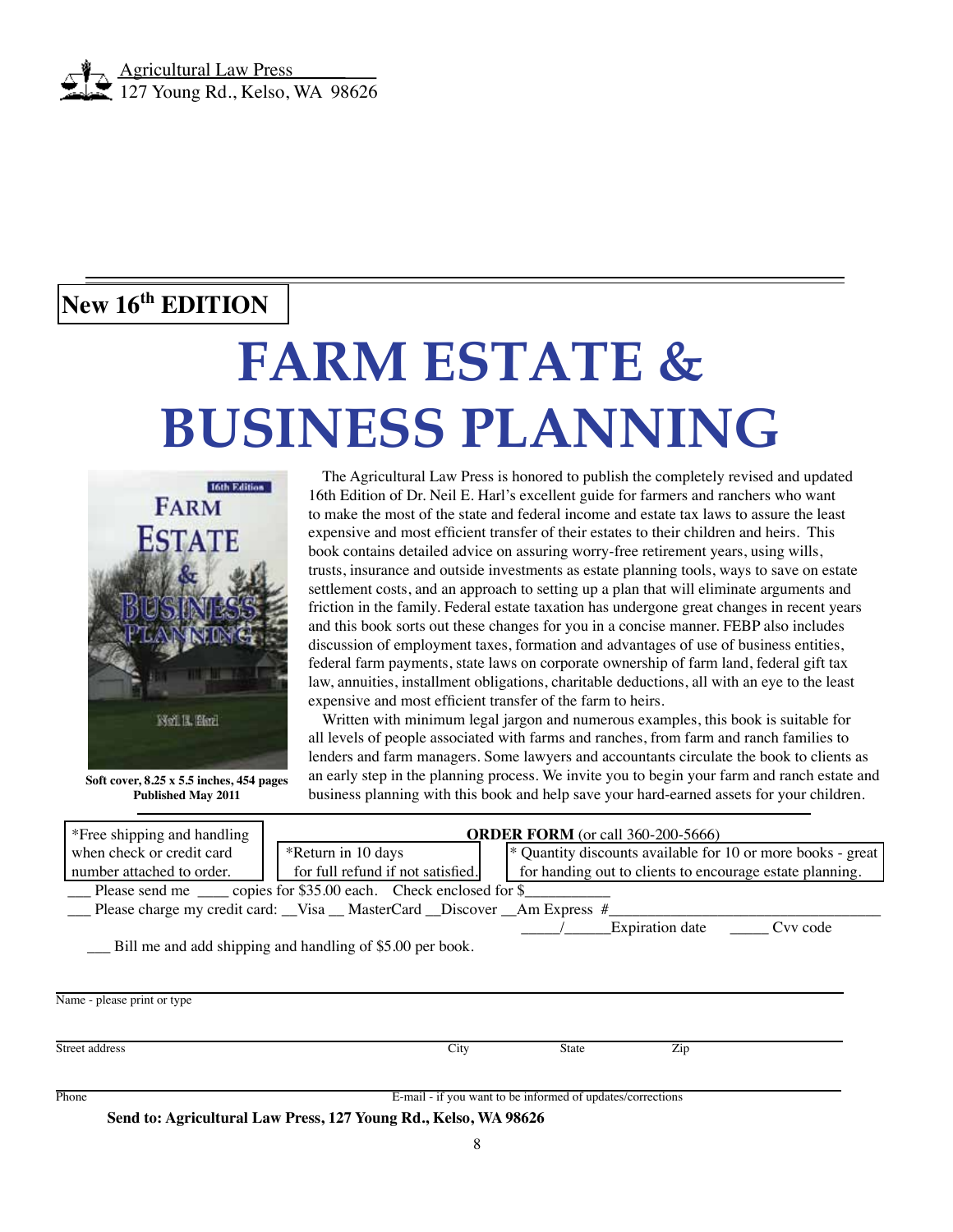Agricultural Law Press
127 Young Rd., Kelso, WA 98626

**New 16th EDITION**

# FARM ESTATE & BUSINESS PLANNING

Soft cover, 8.25 x 5.5 inches, 454 pages
Published May 2011

The Agricultural Law Press is honored to publish the completely revised and updated 16th Edition of Dr. Neil E. Harl's excellent guide for farmers and ranchers who want to make the most of the state and federal income and estate tax laws to assure the least expensive and most efficient transfer of their estates to their children and heirs. This book contains detailed advice on assuring worry-free retirement years, using wills, trusts, insurance and outside investments as estate planning tools, ways to save on estate settlement costs, and an approach to setting up a plan that will eliminate arguments and friction in the family. Federal estate taxation has undergone great changes in recent years and this book sorts out these changes for you in a concise manner. FEBP also includes discussion of employment taxes, formation and advantages of use of business entities, federal farm payments, state laws on corporate ownership of farm land, federal gift tax law, annuities, installment obligations, charitable deductions, all with an eye to the least expensive and most efficient transfer of the farm to heirs.

Written with minimum legal jargon and numerous examples, this book is suitable for all levels of people associated with farms and ranches, from farm and ranch families to lenders and farm managers. Some lawyers and accountants circulate the book to clients as an early step in the planning process. We invite you to begin your farm and ranch estate and business planning with this book and help save your hard-earned assets for your children.

**ORDER FORM** (or call 360-200-5666)

*Free shipping and handling when check or credit card number attached to order.

*Return in 10 days for full refund if not satisfied.

* Quantity discounts available for 10 or more books - great for handing out to clients to encourage estate planning.

___ Please send me ____ copies for $35.00 each. Check enclosed for $__________

___ Please charge my credit card: __Visa __ MasterCard __Discover __Am Express #__________________________________

_____/______Expiration date _____ Cvv code

___ Bill me and add shipping and handling of $5.00 per book.

Name - please print or type

Street address City State Zip

Phone E-mail - if you want to be informed of updates/corrections

**Send to: Agricultural Law Press, 127 Young Rd., Kelso, WA 98626**